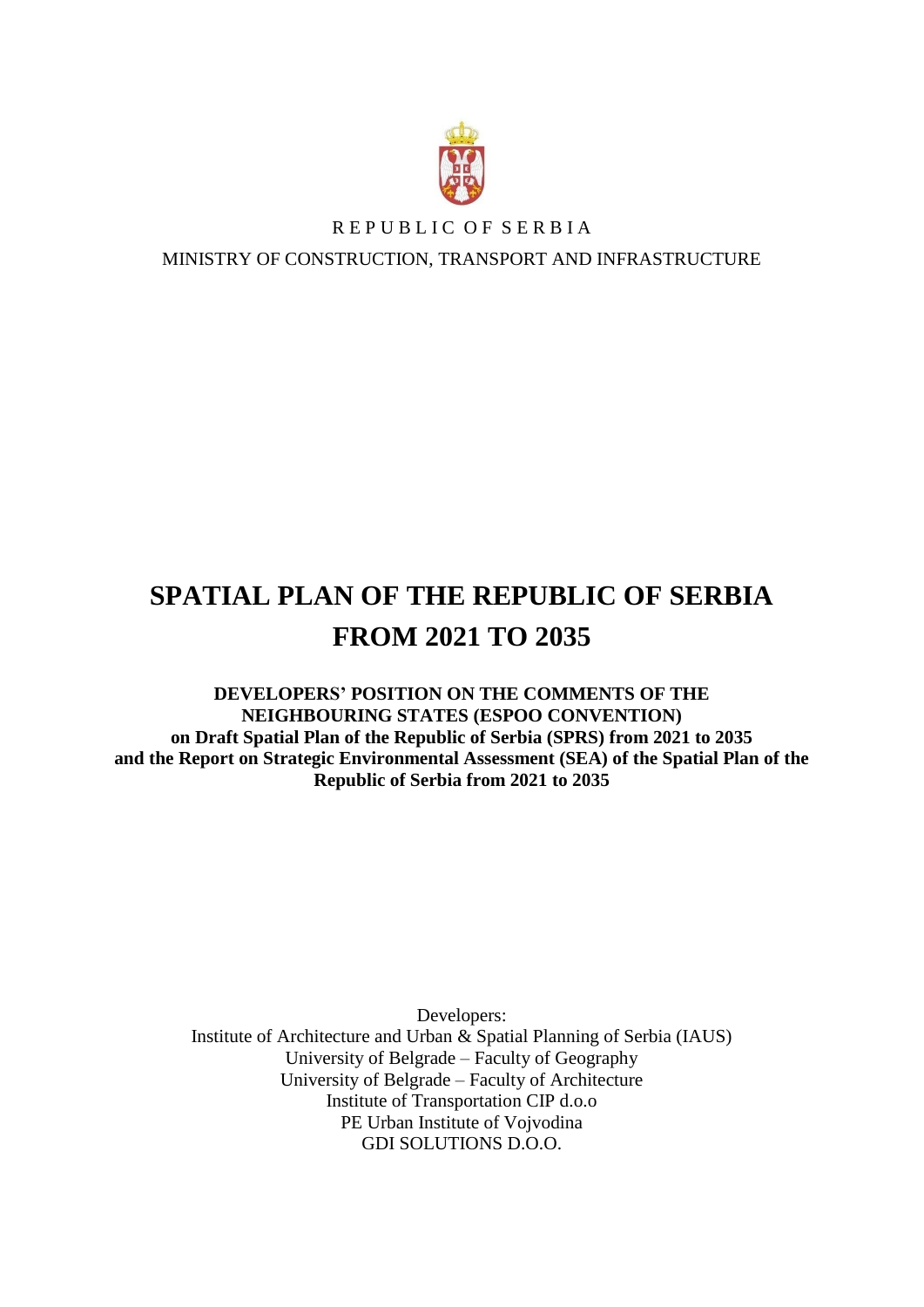REPUBLIC OF SERBIA

MINISTRY OF CONSTRUCTION, TRANSPORT AND INFRASTRUCTURE

# SPATIAL PLAN OF THE REPUBLIC OF SERBIA FROM 2021 TO 2035

**DEVELOPERS' POSITION ON THE COMMENTS OF THE NEIGHBOURING STATES (ESPOO CONVENTION)**
**on Draft Spatial Plan of the Republic of Serbia (SPRS) from 2021 to 2035**
**and the Report on Strategic Environmental Assessment (SEA) of the Spatial Plan of the Republic of Serbia from 2021 to 2035**

Developers:
Institute of Architecture and Urban & Spatial Planning of Serbia (IAUS)
University of Belgrade – Faculty of Geography
University of Belgrade – Faculty of Architecture
Institute of Transportation CIP d.o.o
PE Urban Institute of Vojvodina
GDI SOLUTIONS D.O.O.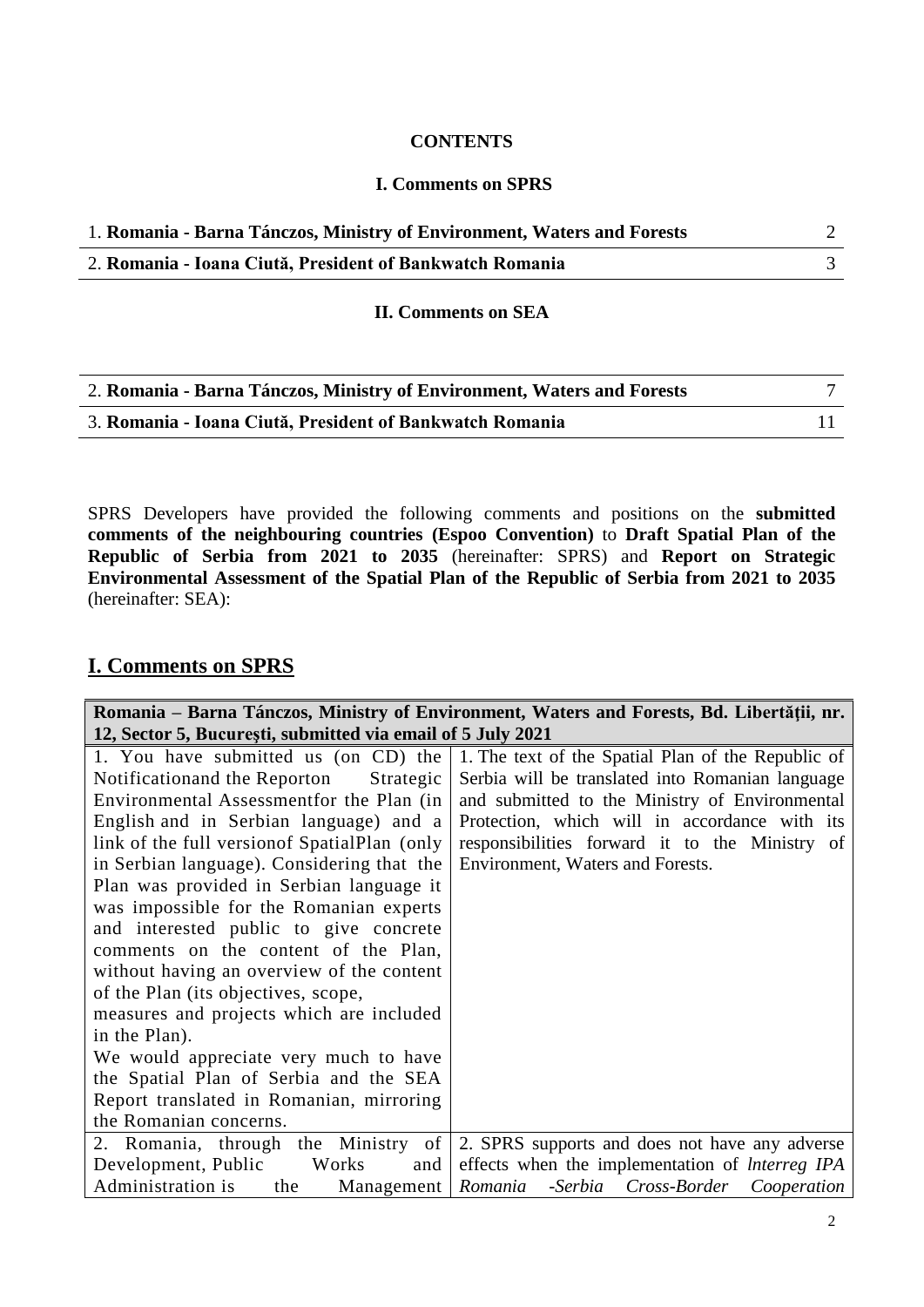**CONTENTS**

**I. Comments on SPRS**

| | |
|---|---|
| 1. **Romania - Barna Tánczos, Ministry of Environment, Waters and Forests** | 2 |
| 2. **Romania - Ioana Ciută, President of Bankwatch Romania** | 3 |

**II. Comments on SEA**

| | |
|---|---|
| 2. **Romania - Barna Tánczos, Ministry of Environment, Waters and Forests** | 7 |
| 3. **Romania - Ioana Ciută, President of Bankwatch Romania** | 11 |

SPRS Developers have provided the following comments and positions on the **submitted comments of the neighbouring countries (Espoo Convention)** to **Draft Spatial Plan of the Republic of Serbia from 2021 to 2035** (hereinafter: SPRS) and **Report on Strategic Environmental Assessment of the Spatial Plan of the Republic of Serbia from 2021 to 2035** (hereinafter: SEA):

## I. Comments on SPRS

| **Romania – Barna Tánczos, Ministry of Environment, Waters and Forests, Bd. Libertății, nr. 12, Sector 5, București, submitted via email of 5 July 2021** | |
|---|---|
| 1. You have submitted us (on CD) the Notificationand the Reporton Strategic Environmental Assessmentfor the Plan (in English and in Serbian language) and a link of the full versionof SpatialPlan (only in Serbian language). Considering that the Plan was provided in Serbian language it was impossible for the Romanian experts and interested public to give concrete comments on the content of the Plan, without having an overview of the content of the Plan (its objectives, scope, measures and projects which are included in the Plan).<br>We would appreciate very much to have the Spatial Plan of Serbia and the SEA Report translated in Romanian, mirroring the Romanian concerns. | 1. The text of the Spatial Plan of the Republic of Serbia will be translated into Romanian language and submitted to the Ministry of Environmental Protection, which will in accordance with its responsibilities forward it to the Ministry of Environment, Waters and Forests. |
| 2. Romania, through the Ministry of Development, Public Works and Administration is the Management | 2. SPRS supports and does not have any adverse effects when the implementation of *lnterreg IPA Romania -Serbia Cross-Border Cooperation* |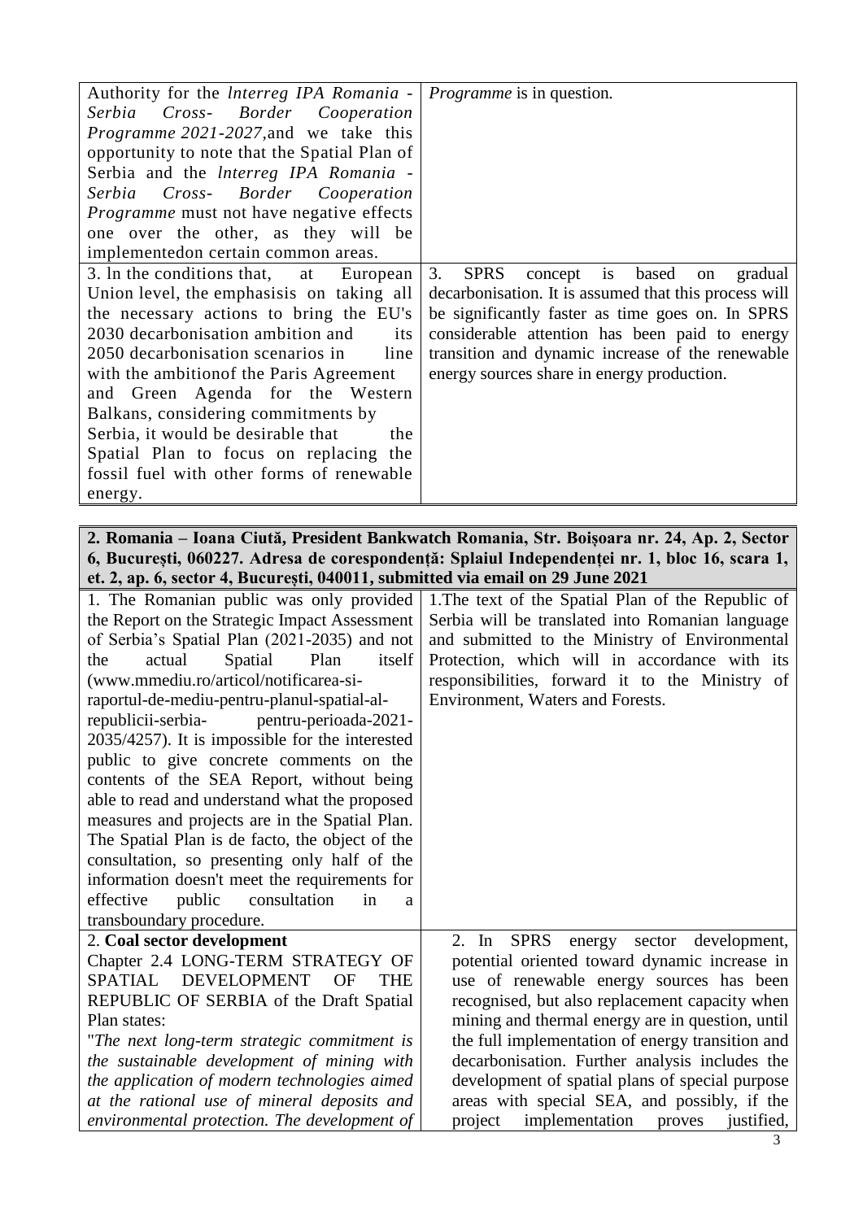| | |
|---|---|
| Authority for the *lnterreg IPA Romania - Serbia Cross- Border Cooperation Programme 2021-2027*,and we take this opportunity to note that the Spatial Plan of Serbia and the *lnterreg IPA Romania - Serbia Cross- Border Cooperation Programme* must not have negative effects one over the other, as they will be implementedon certain common areas. | *Programme* is in question. |
| 3. ln the conditions that, at European Union level, the emphasisis on taking all the necessary actions to bring the EU's 2030 decarbonisation ambition and its 2050 decarbonisation scenarios in line with the ambitionof the Paris Agreement and Green Agenda for the Western Balkans, considering commitments by Serbia, it would be desirable that the Spatial Plan to focus on replacing the fossil fuel with other forms of renewable energy. | 3. SPRS concept is based on gradual decarbonisation. It is assumed that this process will be significantly faster as time goes on. In SPRS considerable attention has been paid to energy transition and dynamic increase of the renewable energy sources share in energy production. |

| **2. Romania – Ioana Ciută, President Bankwatch Romania, Str. Boișoara nr. 24, Ap. 2, Sector 6, București, 060227. Adresa de corespondență: Splaiul Independenței nr. 1, bloc 16, scara 1, et. 2, ap. 6, sector 4, București, 040011, submitted via email on 29 June 2021** | |
|---|---|
| 1. The Romanian public was only provided the Report on the Strategic Impact Assessment of Serbia's Spatial Plan (2021-2035) and not the actual Spatial Plan itself (www.mmediu.ro/articol/notificarea-si-raportul-de-mediu-pentru-planul-spatial-al-republicii-serbia- pentru-perioada-2021-2035/4257). It is impossible for the interested public to give concrete comments on the contents of the SEA Report, without being able to read and understand what the proposed measures and projects are in the Spatial Plan. The Spatial Plan is de facto, the object of the consultation, so presenting only half of the information doesn't meet the requirements for effective public consultation in a transboundary procedure. | 1.The text of the Spatial Plan of the Republic of Serbia will be translated into Romanian language and submitted to the Ministry of Environmental Protection, which will in accordance with its responsibilities, forward it to the Ministry of Environment, Waters and Forests. |
| 2. **Coal sector development**<br>Chapter 2.4 LONG-TERM STRATEGY OF SPATIAL DEVELOPMENT OF THE REPUBLIC OF SERBIA of the Draft Spatial Plan states:<br>"*The next long-term strategic commitment is the sustainable development of mining with the application of modern technologies aimed at the rational use of mineral deposits and environmental protection. The development of* | 2. In SPRS energy sector development, potential oriented toward dynamic increase in use of renewable energy sources has been recognised, but also replacement capacity when mining and thermal energy are in question, until the full implementation of energy transition and decarbonisation. Further analysis includes the development of spatial plans of special purpose areas with special SEA, and possibly, if the project implementation proves justified, |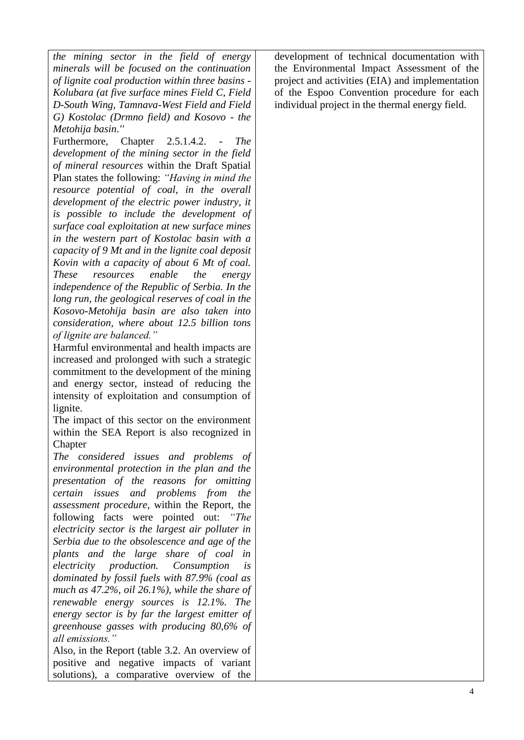| | |
|---|---|
| *the mining sector in the field of energy minerals will be focused on the continuation of lignite coal production within three basins - Kolubara (at five surface mines Field C, Field D-South Wing, Tamnava-West Field and Field G) Kostolac (Drmno field) and Kosovo - the Metohija basin."*<br>Furthermore, Chapter 2.5.1.4.2. - *The development of the mining sector in the field of mineral resources* within the Draft Spatial Plan states the following: *"Having in mind the resource potential of coal, in the overall development of the electric power industry, it is possible to include the development of surface coal exploitation at new surface mines in the western part of Kostolac basin with a capacity of 9 Mt and in the lignite coal deposit Kovin with a capacity of about 6 Mt of coal. These resources enable the energy independence of the Republic of Serbia. In the long run, the geological reserves of coal in the Kosovo-Metohija basin are also taken into consideration, where about 12.5 billion tons of lignite are balanced."*<br>Harmful environmental and health impacts are increased and prolonged with such a strategic commitment to the development of the mining and energy sector, instead of reducing the intensity of exploitation and consumption of lignite.<br>The impact of this sector on the environment within the SEA Report is also recognized in Chapter<br>*The considered issues and problems of environmental protection in the plan and the presentation of the reasons for omitting certain issues and problems from the assessment procedure*, within the Report, the following facts were pointed out: *"The electricity sector is the largest air polluter in Serbia due to the obsolescence and age of the plants and the large share of coal in electricity production. Consumption is dominated by fossil fuels with 87.9% (coal as much as 47.2%, oil 26.1%), while the share of renewable energy sources is 12.1%. The energy sector is by far the largest emitter of greenhouse gasses with producing 80,6% of all emissions."*<br>Also, in the Report (table 3.2. An overview of positive and negative impacts of variant solutions), a comparative overview of the | development of technical documentation with the Environmental Impact Assessment of the project and activities (EIA) and implementation of the Espoo Convention procedure for each individual project in the thermal energy field. |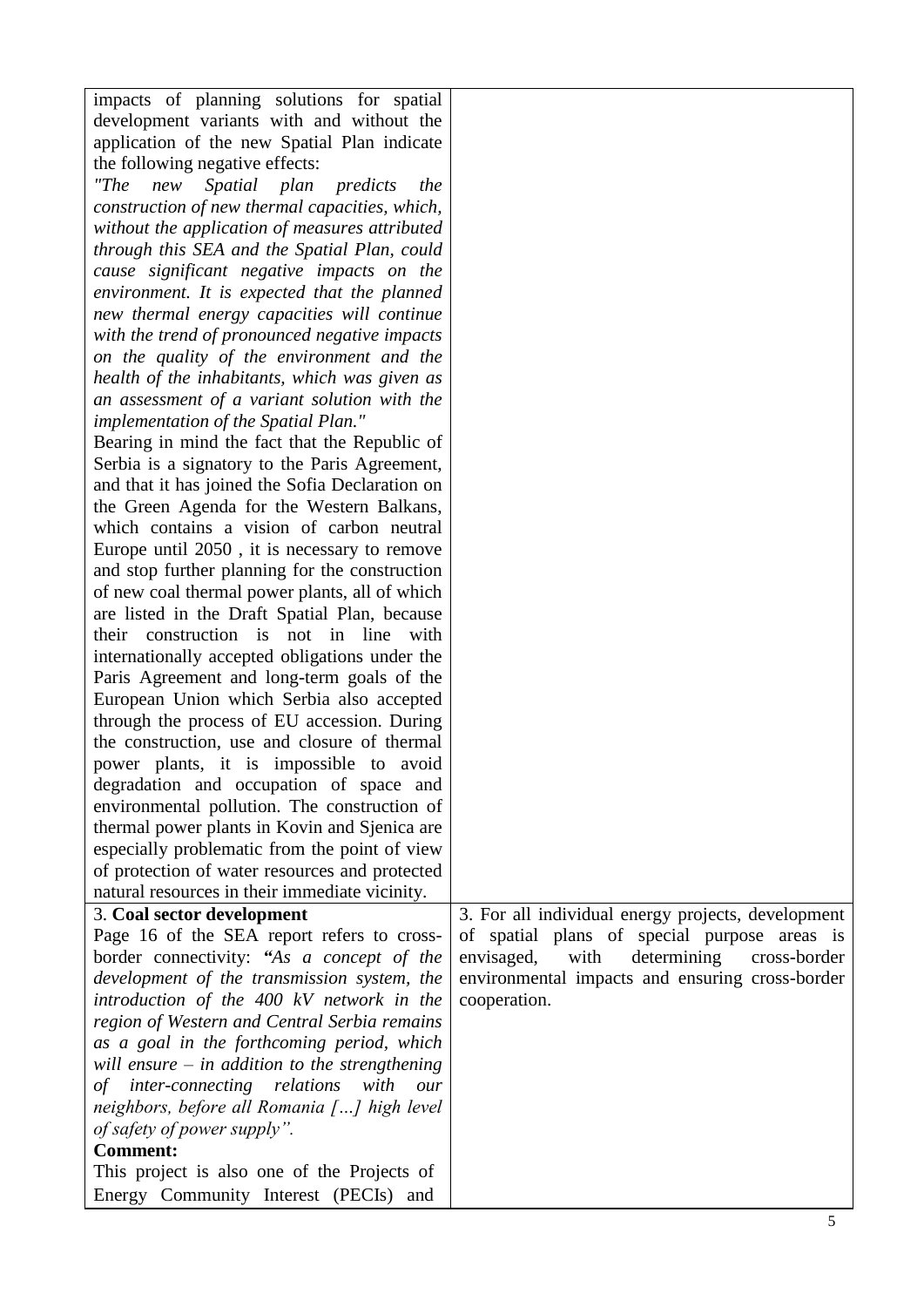| | |
|---|---|
| impacts of planning solutions for spatial development variants with and without the application of the new Spatial Plan indicate the following negative effects:<br>*"The new Spatial plan predicts the construction of new thermal capacities, which, without the application of measures attributed through this SEA and the Spatial Plan, could cause significant negative impacts on the environment. It is expected that the planned new thermal energy capacities will continue with the trend of pronounced negative impacts on the quality of the environment and the health of the inhabitants, which was given as an assessment of a variant solution with the implementation of the Spatial Plan."*<br>Bearing in mind the fact that the Republic of Serbia is a signatory to the Paris Agreement, and that it has joined the Sofia Declaration on the Green Agenda for the Western Balkans, which contains a vision of carbon neutral Europe until 2050 , it is necessary to remove and stop further planning for the construction of new coal thermal power plants, all of which are listed in the Draft Spatial Plan, because their construction is not in line with internationally accepted obligations under the Paris Agreement and long-term goals of the European Union which Serbia also accepted through the process of EU accession. During the construction, use and closure of thermal power plants, it is impossible to avoid degradation and occupation of space and environmental pollution. The construction of thermal power plants in Kovin and Sjenica are especially problematic from the point of view of protection of water resources and protected natural resources in their immediate vicinity. | |
| 3. **Coal sector development**<br>Page 16 of the SEA report refers to cross-border connectivity: **"***As a concept of the development of the transmission system, the introduction of the 400 kV network in the region of Western and Central Serbia remains as a goal in the forthcoming period, which will ensure – in addition to the strengthening of inter-connecting relations with our neighbors, before all Romania […] high level of safety of power supply".*<br>**Comment:**<br>This project is also one of the Projects of Energy Community Interest (PECIs) and | 3. For all individual energy projects, development of spatial plans of special purpose areas is envisaged, with determining cross-border environmental impacts and ensuring cross-border cooperation. |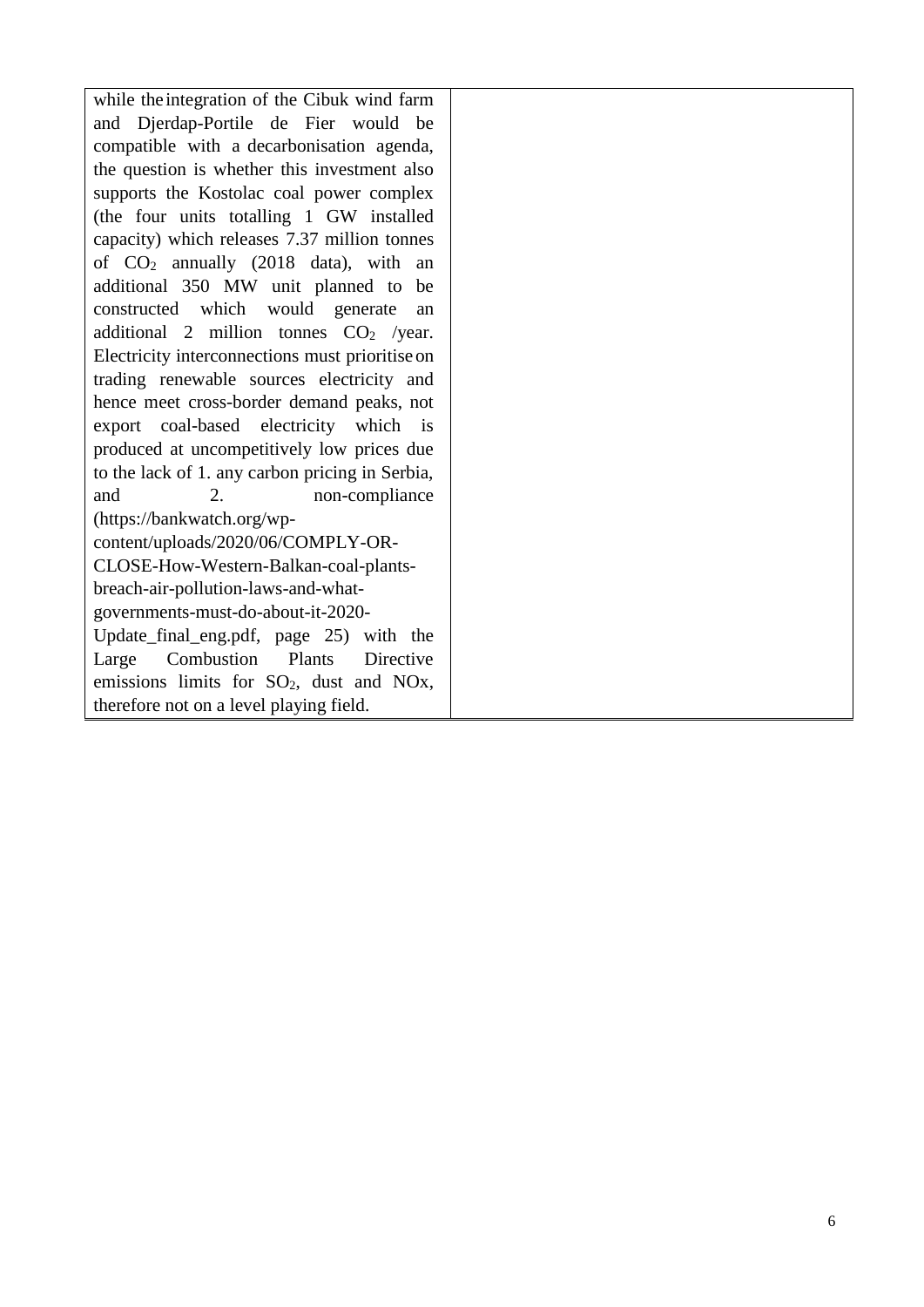| | |
|---|---|
| while the integration of the Cibuk wind farm and Djerdap-Portile de Fier would be compatible with a decarbonisation agenda, the question is whether this investment also supports the Kostolac coal power complex (the four units totalling 1 GW installed capacity) which releases 7.37 million tonnes of $CO_2$ annually (2018 data), with an additional 350 MW unit planned to be constructed which would generate an additional 2 million tonnes $CO_2$ /year. Electricity interconnections must prioritise on trading renewable sources electricity and hence meet cross-border demand peaks, not export coal-based electricity which is produced at uncompetitively low prices due to the lack of 1. any carbon pricing in Serbia, and 2. non-compliance (https://bankwatch.org/wp-content/uploads/2020/06/COMPLY-OR-CLOSE-How-Western-Balkan-coal-plants-breach-air-pollution-laws-and-what-governments-must-do-about-it-2020-Update_final_eng.pdf, page 25) with the Large Combustion Plants Directive emissions limits for $SO_2$, dust and NOx, therefore not on a level playing field. | |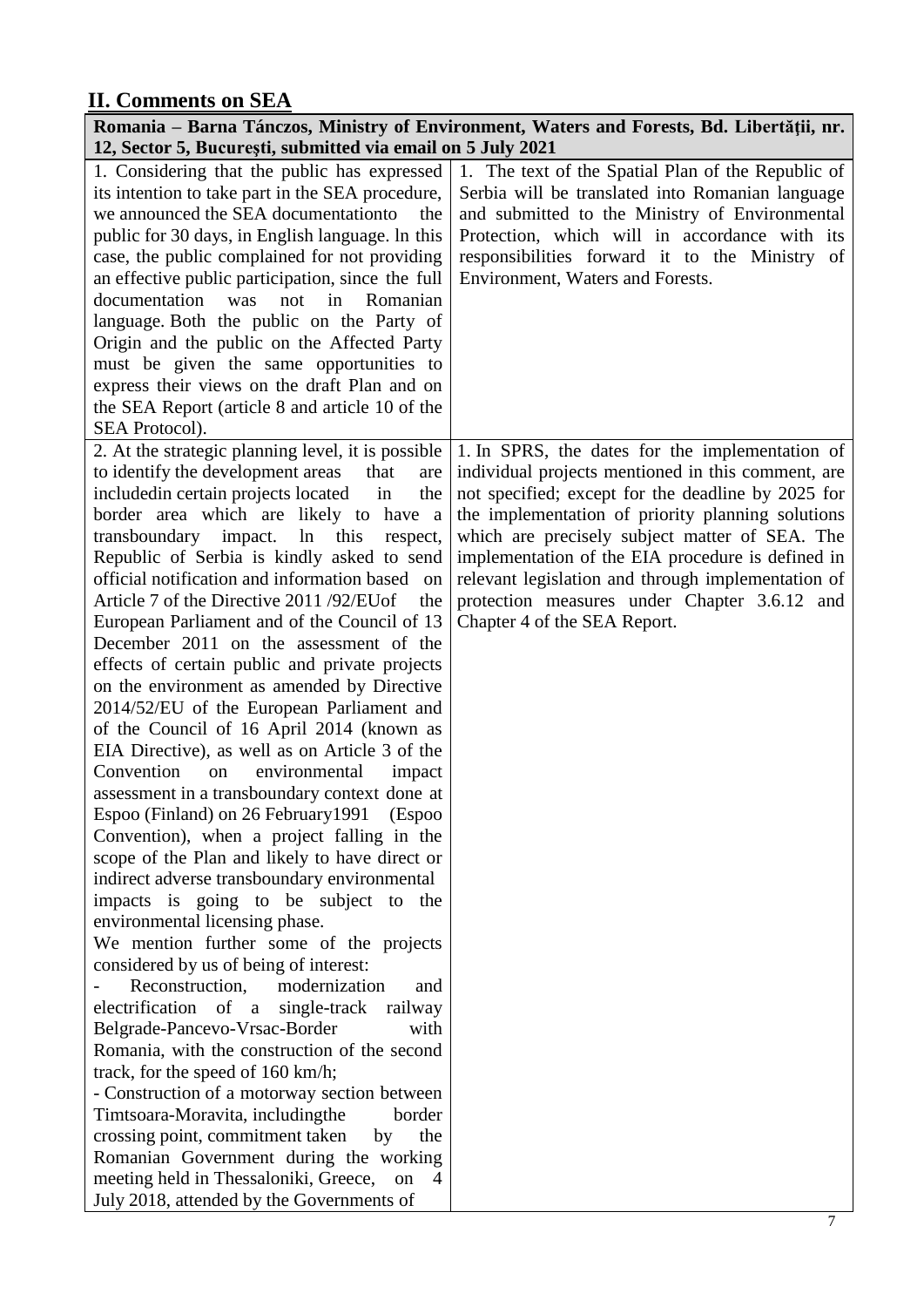## II. Comments on SEA

| Romania – Barna Tánczos, Ministry of Environment, Waters and Forests, Bd. Libertății, nr. 12, Sector 5, București, submitted via email on 5 July 2021 | |
|---|---|
| 1. Considering that the public has expressed its intention to take part in the SEA procedure, we announced the SEA documentationto the public for 30 days, in English language. ln this case, the public complained for not providing an effective public participation, since the full documentation was not in Romanian language. Both the public on the Party of Origin and the public on the Affected Party must be given the same opportunities to express their views on the draft Plan and on the SEA Report (article 8 and article 10 of the SEA Protocol). | 1. The text of the Spatial Plan of the Republic of Serbia will be translated into Romanian language and submitted to the Ministry of Environmental Protection, which will in accordance with its responsibilities forward it to the Ministry of Environment, Waters and Forests. |
| 2. At the strategic planning level, it is possible to identify the development areas that are includedin certain projects located in the border area which are likely to have a transboundary impact. ln this respect, Republic of Serbia is kindly asked to send official notification and information based on Article 7 of the Directive 2011 /92/EUof the European Parliament and of the Council of 13 December 2011 on the assessment of the effects of certain public and private projects on the environment as amended by Directive 2014/52/EU of the European Parliament and of the Council of 16 April 2014 (known as EIA Directive), as well as on Article 3 of the Convention on environmental impact assessment in a transboundary context done at Espoo (Finland) on 26 February1991 (Espoo Convention), when a project falling in the scope of the Plan and likely to have direct or indirect adverse transboundary environmental impacts is going to be subject to the environmental licensing phase.<br>We mention further some of the projects considered by us of being of interest:<br>- Reconstruction, modernization and electrification of a single-track railway Belgrade-Pancevo-Vrsac-Border with Romania, with the construction of the second track, for the speed of 160 km/h;<br>- Construction of a motorway section between Timtsoara-Moravita, includingthe border crossing point, commitment taken by the Romanian Government during the working meeting held in Thessaloniki, Greece, on 4 July 2018, attended by the Governments of | 1. In SPRS, the dates for the implementation of individual projects mentioned in this comment, are not specified; except for the deadline by 2025 for the implementation of priority planning solutions which are precisely subject matter of SEA. The implementation of the EIA procedure is defined in relevant legislation and through implementation of protection measures under Chapter 3.6.12 and Chapter 4 of the SEA Report. |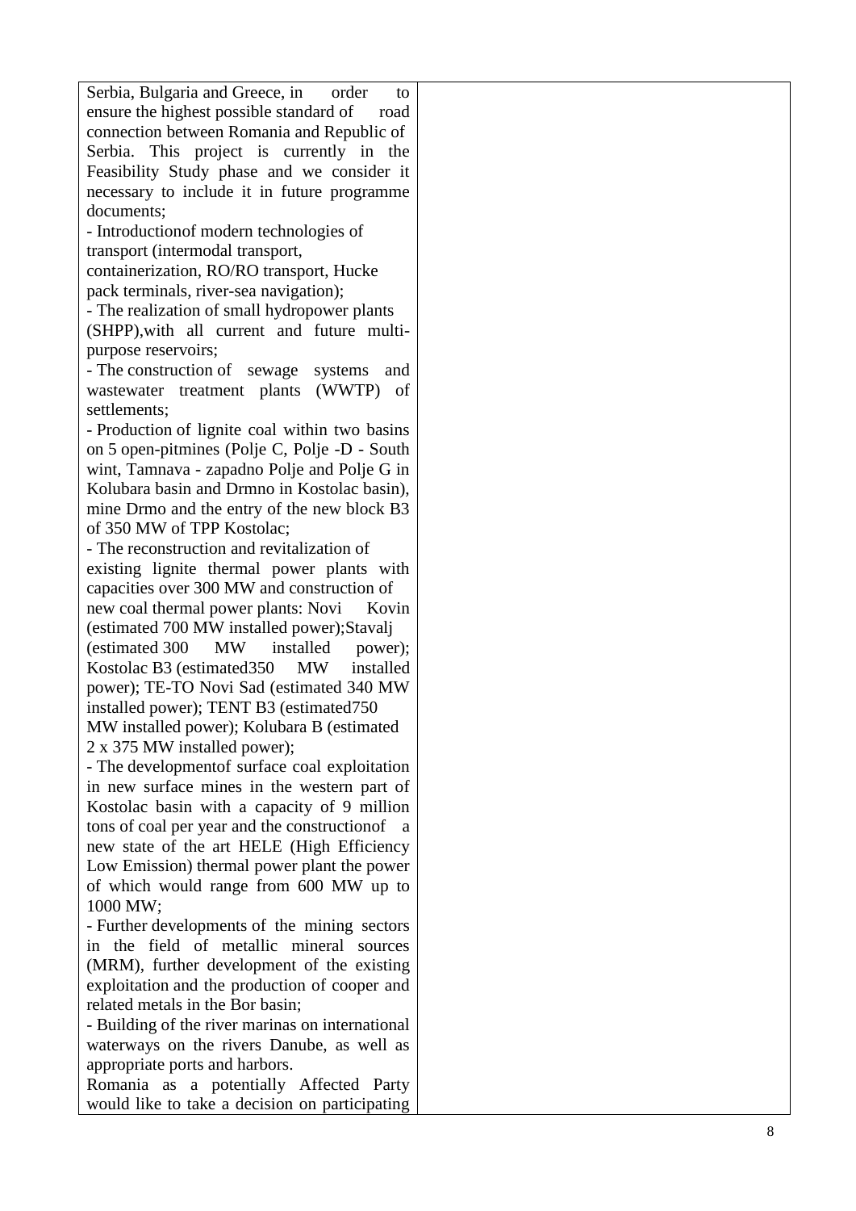| | |
|---|---|
| Serbia, Bulgaria and Greece, in order to ensure the highest possible standard of road connection between Romania and Republic of Serbia. This project is currently in the Feasibility Study phase and we consider it necessary to include it in future programme documents;<br>- Introductionof modern technologies of transport (intermodal transport, containerization, RO/RO transport, Hucke pack terminals, river-sea navigation);<br>- The realization of small hydropower plants (SHPP),with all current and future multi-purpose reservoirs;<br>- The construction of sewage systems and wastewater treatment plants (WWTP) of settlements;<br>- Production of lignite coal within two basins on 5 open-pitmines (Polje C, Polje -D - South wint, Tamnava - zapadno Polje and Polje G in Kolubara basin and Drmno in Kostolac basin), mine Drmo and the entry of the new block B3 of 350 MW of TPP Kostolac;<br>- The reconstruction and revitalization of existing lignite thermal power plants with capacities over 300 MW and construction of new coal thermal power plants: Novi Kovin (estimated 700 MW installed power);Stavalj (estimated 300 MW installed power); Kostolac B3 (estimated350 MW installed power); TE-TO Novi Sad (estimated 340 MW installed power); TENT B3 (estimated750 MW installed power); Kolubara B (estimated 2 x 375 MW installed power);<br>- The developmentof surface coal exploitation in new surface mines in the western part of Kostolac basin with a capacity of 9 million tons of coal per year and the constructionof a new state of the art HELE (High Efficiency Low Emission) thermal power plant the power of which would range from 600 MW up to 1000 MW;<br>- Further developments of the mining sectors in the field of metallic mineral sources (MRM), further development of the existing exploitation and the production of cooper and related metals in the Bor basin;<br>- Building of the river marinas on international waterways on the rivers Danube, as well as appropriate ports and harbors.<br>Romania as a potentially Affected Party would like to take a decision on participating | |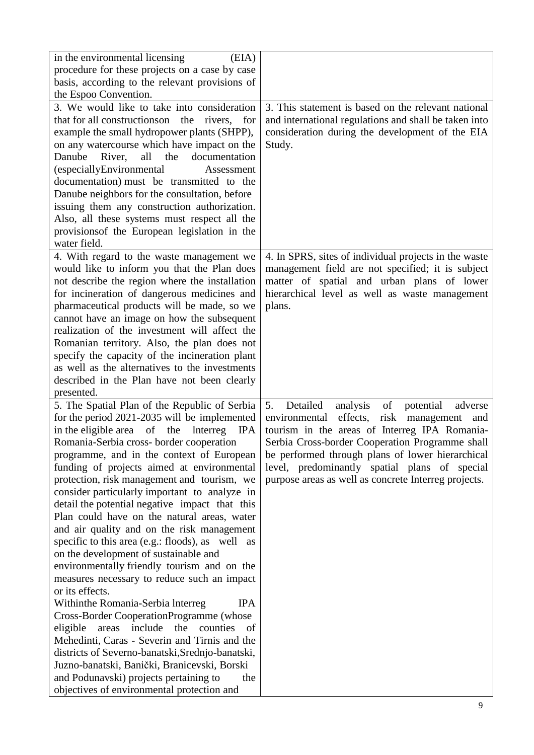| | |
|---|---|
| in the environmental licensing (EIA) procedure for these projects on a case by case basis, according to the relevant provisions of the Espoo Convention. | |
| 3. We would like to take into consideration that for all constructionson the rivers, for example the small hydropower plants (SHPP), on any watercourse which have impact on the Danube River, all the documentation (especiallyEnvironmental Assessment documentation) must be transmitted to the Danube neighbors for the consultation, before issuing them any construction authorization. Also, all these systems must respect all the provisionsof the European legislation in the water field. | 3. This statement is based on the relevant national and international regulations and shall be taken into consideration during the development of the EIA Study. |
| 4. With regard to the waste management we would like to inform you that the Plan does not describe the region where the installation for incineration of dangerous medicines and pharmaceutical products will be made, so we cannot have an image on how the subsequent realization of the investment will affect the Romanian territory. Also, the plan does not specify the capacity of the incineration plant as well as the alternatives to the investments described in the Plan have not been clearly presented. | 4. In SPRS, sites of individual projects in the waste management field are not specified; it is subject matter of spatial and urban plans of lower hierarchical level as well as waste management plans. |
| 5. The Spatial Plan of the Republic of Serbia for the period 2021-2035 will be implemented in the eligible area of the lnterreg IPA Romania-Serbia cross- border cooperation programme, and in the context of European funding of projects aimed at environmental protection, risk management and tourism, we consider particularly important to analyze in detail the potential negative impact that this Plan could have on the natural areas, water and air quality and on the risk management specific to this area (e.g.: floods), as well as on the development of sustainable and environmentally friendly tourism and on the measures necessary to reduce such an impact or its effects.<br>Withinthe Romania-Serbia lnterreg IPA Cross-Border CooperationProgramme (whose eligible areas include the counties of Mehedinti, Caras - Severin and Tirnis and the districts of Severno-banatski,Srednjo-banatski, Juzno-banatski, Banički, Branicevski, Borski and Podunavski) projects pertaining to the objectives of environmental protection and | 5. Detailed analysis of potential adverse environmental effects, risk management and tourism in the areas of Interreg IPA Romania-Serbia Cross-border Cooperation Programme shall be performed through plans of lower hierarchical level, predominantly spatial plans of special purpose areas as well as concrete Interreg projects. |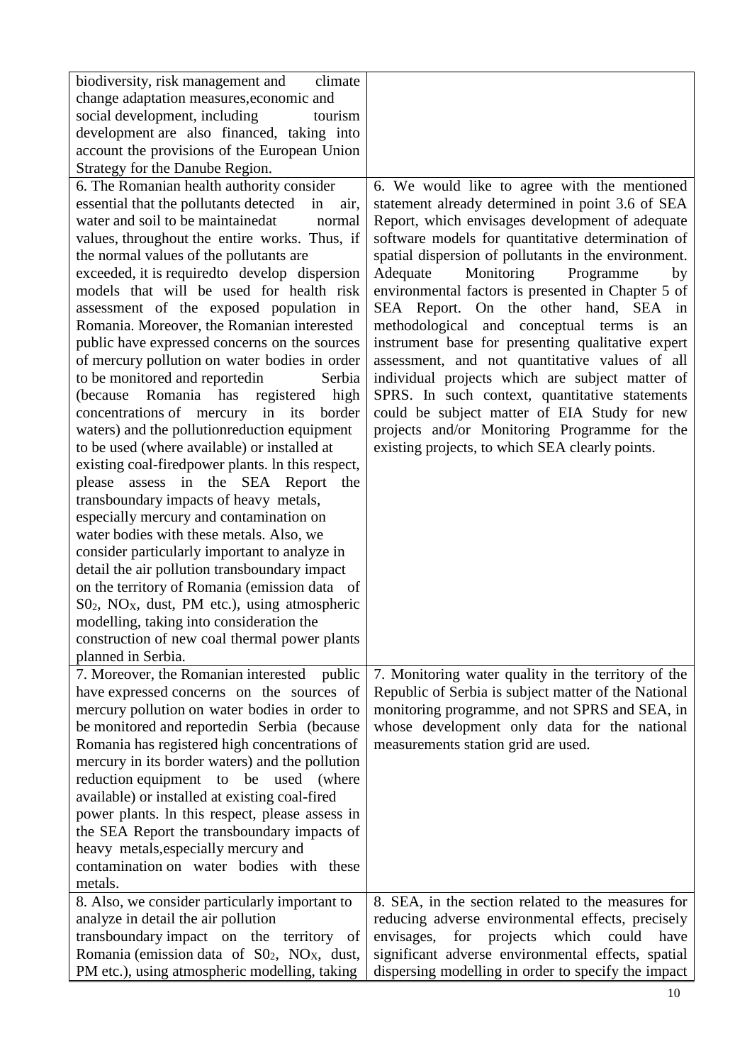| | |
|---|---|
| biodiversity, risk management and climate change adaptation measures,economic and social development, including tourism development are also financed, taking into account the provisions of the European Union Strategy for the Danube Region. | |
| 6. The Romanian health authority consider essential that the pollutants detected in air, water and soil to be maintainedat normal values, throughout the entire works. Thus, if the normal values of the pollutants are exceeded, it is requiredto develop dispersion models that will be used for health risk assessment of the exposed population in Romania. Moreover, the Romanian interested public have expressed concerns on the sources of mercury pollution on water bodies in order to be monitored and reportedin Serbia (because Romania has registered high concentrations of mercury in its border waters) and the pollutionreduction equipment to be used (where available) or installed at existing coal-firedpower plants. ln this respect, please assess in the SEA Report the transboundary impacts of heavy metals, especially mercury and contamination on water bodies with these metals. Also, we consider particularly important to analyze in detail the air pollution transboundary impact on the territory of Romania (emission data of $S0_2$, $NO_X$, dust, PM etc.), using atmospheric modelling, taking into consideration the construction of new coal thermal power plants planned in Serbia. | 6. We would like to agree with the mentioned statement already determined in point 3.6 of SEA Report, which envisages development of adequate software models for quantitative determination of spatial dispersion of pollutants in the environment. Adequate Monitoring Programme by environmental factors is presented in Chapter 5 of SEA Report. On the other hand, SEA in methodological and conceptual terms is an instrument base for presenting qualitative expert assessment, and not quantitative values of all individual projects which are subject matter of SPRS. In such context, quantitative statements could be subject matter of EIA Study for new projects and/or Monitoring Programme for the existing projects, to which SEA clearly points. |
| 7. Moreover, the Romanian interested public have expressed concerns on the sources of mercury pollution on water bodies in order to be monitored and reportedin Serbia (because Romania has registered high concentrations of mercury in its border waters) and the pollution reduction equipment to be used (where available) or installed at existing coal-fired power plants. ln this respect, please assess in the SEA Report the transboundary impacts of heavy metals,especially mercury and contamination on water bodies with these metals. | 7. Monitoring water quality in the territory of the Republic of Serbia is subject matter of the National monitoring programme, and not SPRS and SEA, in whose development only data for the national measurements station grid are used. |
| 8. Also, we consider particularly important to analyze in detail the air pollution transboundary impact on the territory of Romania (emission data of $S0_2$, $NO_X$, dust, PM etc.), using atmospheric modelling, taking | 8. SEA, in the section related to the measures for reducing adverse environmental effects, precisely envisages, for projects which could have significant adverse environmental effects, spatial dispersing modelling in order to specify the impact |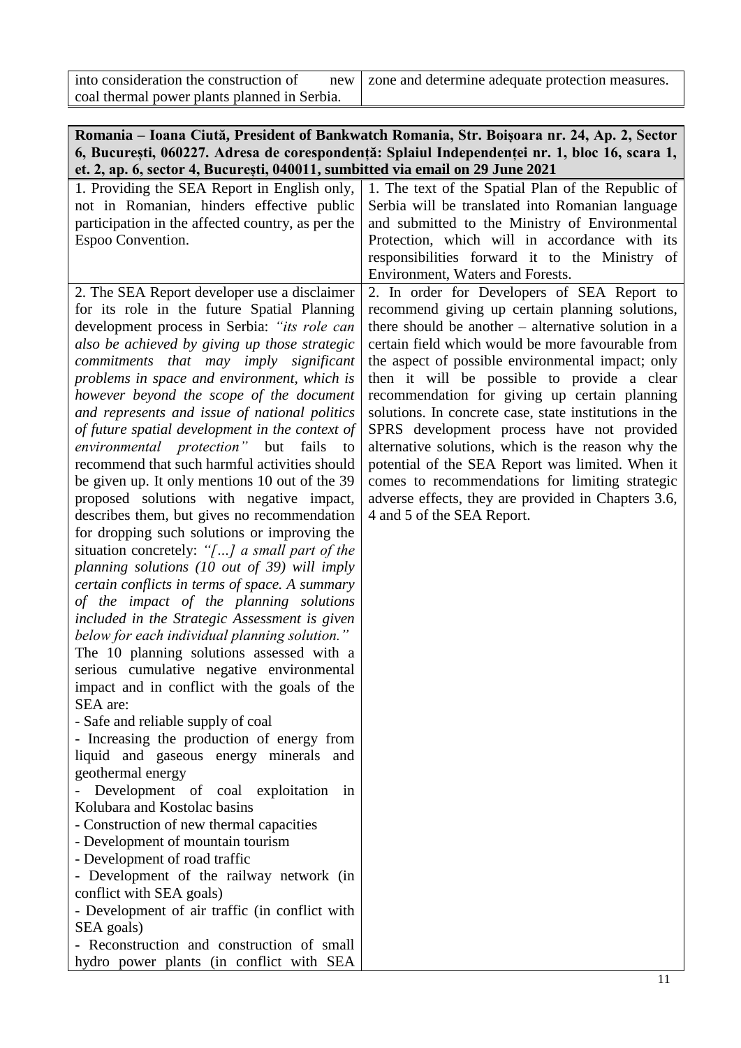| | |
|---|---|
| into consideration the construction of new coal thermal power plants planned in Serbia. | zone and determine adequate protection measures. |

| **Romania – Ioana Ciută, President of Bankwatch Romania, Str. Boișoara nr. 24, Ap. 2, Sector 6, București, 060227. Adresa de corespondență: Splaiul Independenței nr. 1, bloc 16, scara 1, et. 2, ap. 6, sector 4, București, 040011, sumbitted via email on 29 June 2021** | |
|---|---|
| 1. Providing the SEA Report in English only, not in Romanian, hinders effective public participation in the affected country, as per the Espoo Convention. | 1. The text of the Spatial Plan of the Republic of Serbia will be translated into Romanian language and submitted to the Ministry of Environmental Protection, which will in accordance with its responsibilities forward it to the Ministry of Environment, Waters and Forests. |
| 2. The SEA Report developer use a disclaimer for its role in the future Spatial Planning development process in Serbia: *"its role can also be achieved by giving up those strategic commitments that may imply significant problems in space and environment, which is however beyond the scope of the document and represents and issue of national politics of future spatial development in the context of environmental protection"* but fails to recommend that such harmful activities should be given up. It only mentions 10 out of the 39 proposed solutions with negative impact, describes them, but gives no recommendation for dropping such solutions or improving the situation concretely: *"[…] a small part of the planning solutions (10 out of 39) will imply certain conflicts in terms of space. A summary of the impact of the planning solutions included in the Strategic Assessment is given below for each individual planning solution."*<br>The 10 planning solutions assessed with a serious cumulative negative environmental impact and in conflict with the goals of the SEA are:<br>- Safe and reliable supply of coal<br>- Increasing the production of energy from liquid and gaseous energy minerals and geothermal energy<br>- Development of coal exploitation in Kolubara and Kostolac basins<br>- Construction of new thermal capacities<br>- Development of mountain tourism<br>- Development of road traffic<br>- Development of the railway network (in conflict with SEA goals)<br>- Development of air traffic (in conflict with SEA goals)<br>- Reconstruction and construction of small hydro power plants (in conflict with SEA | 2. In order for Developers of SEA Report to recommend giving up certain planning solutions, there should be another – alternative solution in a certain field which would be more favourable from the aspect of possible environmental impact; only then it will be possible to provide a clear recommendation for giving up certain planning solutions. In concrete case, state institutions in the SPRS development process have not provided alternative solutions, which is the reason why the potential of the SEA Report was limited. When it comes to recommendations for limiting strategic adverse effects, they are provided in Chapters 3.6, 4 and 5 of the SEA Report. |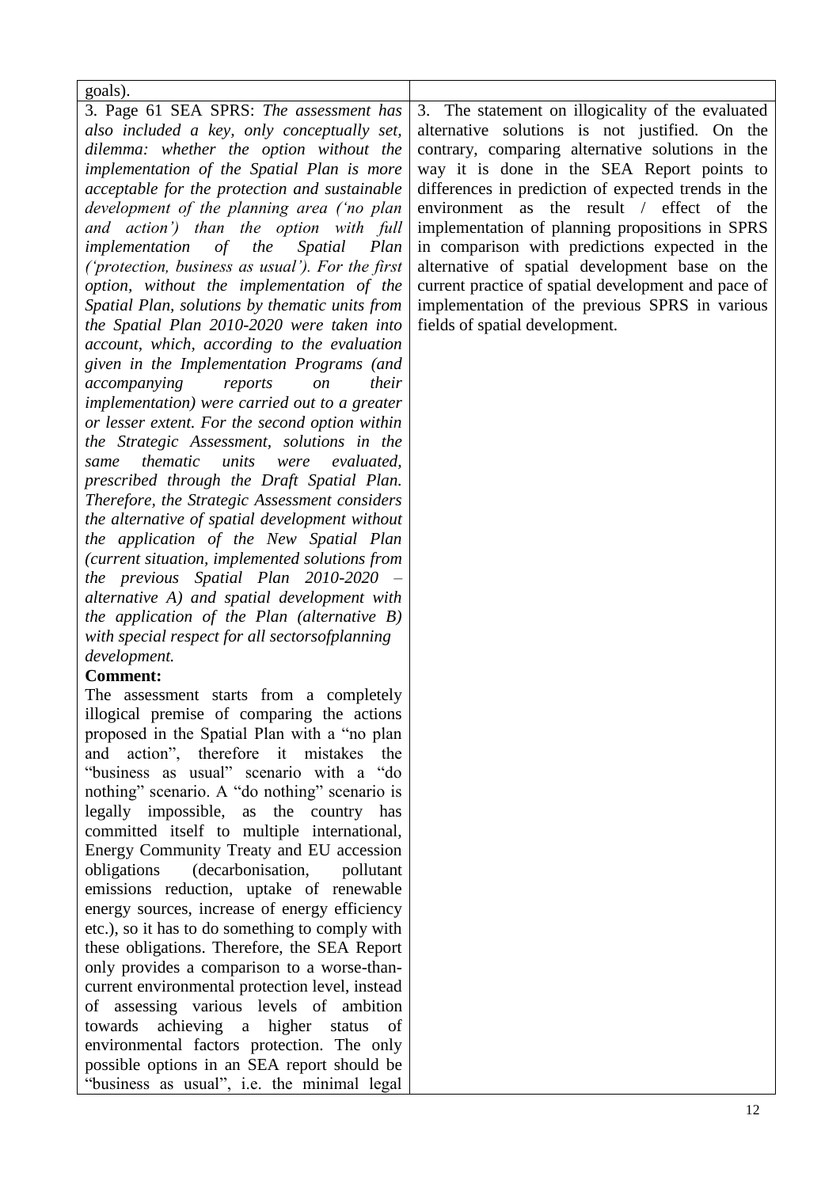| | |
|---|---|
| goals). | |
| 3. Page 61 SEA SPRS: *The assessment has also included a key, only conceptually set, dilemma: whether the option without the implementation of the Spatial Plan is more acceptable for the protection and sustainable development of the planning area ('no plan and action') than the option with full implementation of the Spatial Plan ('protection, business as usual'). For the first option, without the implementation of the Spatial Plan, solutions by thematic units from the Spatial Plan 2010-2020 were taken into account, which, according to the evaluation given in the Implementation Programs (and accompanying reports on their implementation) were carried out to a greater or lesser extent. For the second option within the Strategic Assessment, solutions in the same thematic units were evaluated, prescribed through the Draft Spatial Plan. Therefore, the Strategic Assessment considers the alternative of spatial development without the application of the New Spatial Plan (current situation, implemented solutions from the previous Spatial Plan 2010-2020 – alternative A) and spatial development with the application of the Plan (alternative B) with special respect for all sectorsofplanning development.*<br>**Comment:**<br>The assessment starts from a completely illogical premise of comparing the actions proposed in the Spatial Plan with a "no plan and action", therefore it mistakes the "business as usual" scenario with a "do nothing" scenario. A "do nothing" scenario is legally impossible, as the country has committed itself to multiple international, Energy Community Treaty and EU accession obligations (decarbonisation, pollutant emissions reduction, uptake of renewable energy sources, increase of energy efficiency etc.), so it has to do something to comply with these obligations. Therefore, the SEA Report only provides a comparison to a worse-than-current environmental protection level, instead of assessing various levels of ambition towards achieving a higher status of environmental factors protection. The only possible options in an SEA report should be "business as usual", i.e. the minimal legal | 3. The statement on illogicality of the evaluated alternative solutions is not justified. On the contrary, comparing alternative solutions in the way it is done in the SEA Report points to differences in prediction of expected trends in the environment as the result / effect of the implementation of planning propositions in SPRS in comparison with predictions expected in the alternative of spatial development base on the current practice of spatial development and pace of implementation of the previous SPRS in various fields of spatial development. |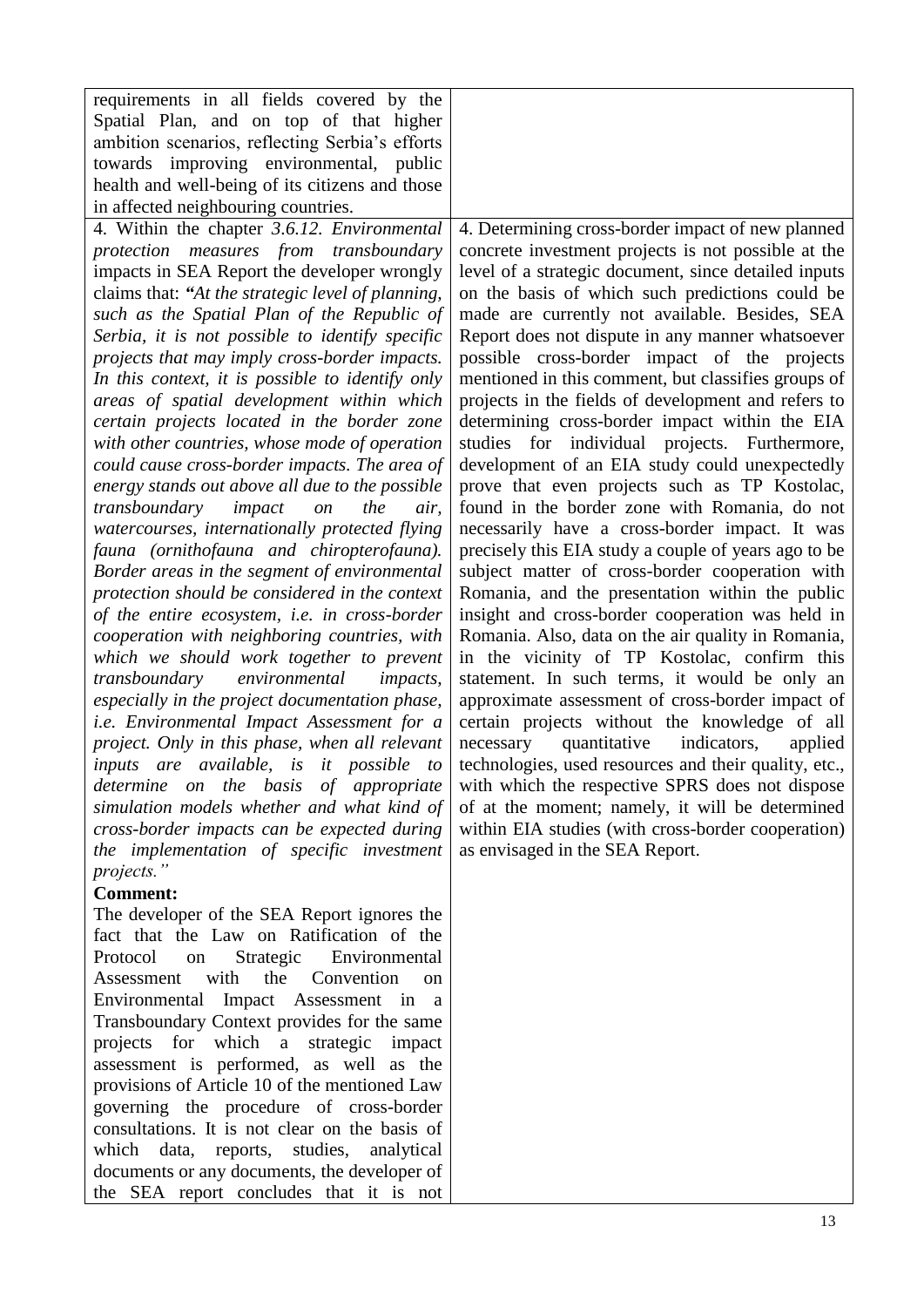| | |
|---|---|
| requirements in all fields covered by the Spatial Plan, and on top of that higher ambition scenarios, reflecting Serbia's efforts towards improving environmental, public health and well-being of its citizens and those in affected neighbouring countries. | |
| 4. Within the chapter *3.6.12. Environmental protection measures from transboundary* impacts in SEA Report the developer wrongly claims that: *"At the strategic level of planning, such as the Spatial Plan of the Republic of Serbia, it is not possible to identify specific projects that may imply cross-border impacts. In this context, it is possible to identify only areas of spatial development within which certain projects located in the border zone with other countries, whose mode of operation could cause cross-border impacts. The area of energy stands out above all due to the possible transboundary impact on the air, watercourses, internationally protected flying fauna (ornithofauna and chiropterofauna). Border areas in the segment of environmental protection should be considered in the context of the entire ecosystem, i.e. in cross-border cooperation with neighboring countries, with which we should work together to prevent transboundary environmental impacts, especially in the project documentation phase, i.e. Environmental Impact Assessment for a project. Only in this phase, when all relevant inputs are available, is it possible to determine on the basis of appropriate simulation models whether and what kind of cross-border impacts can be expected during the implementation of specific investment projects."*<br>**Comment:**<br>The developer of the SEA Report ignores the fact that the Law on Ratification of the Protocol on Strategic Environmental Assessment with the Convention on Environmental Impact Assessment in a Transboundary Context provides for the same projects for which a strategic impact assessment is performed, as well as the provisions of Article 10 of the mentioned Law governing the procedure of cross-border consultations. It is not clear on the basis of which data, reports, studies, analytical documents or any documents, the developer of the SEA report concludes that it is not | 4. Determining cross-border impact of new planned concrete investment projects is not possible at the level of a strategic document, since detailed inputs on the basis of which such predictions could be made are currently not available. Besides, SEA Report does not dispute in any manner whatsoever possible cross-border impact of the projects mentioned in this comment, but classifies groups of projects in the fields of development and refers to determining cross-border impact within the EIA studies for individual projects. Furthermore, development of an EIA study could unexpectedly prove that even projects such as TP Kostolac, found in the border zone with Romania, do not necessarily have a cross-border impact. It was precisely this EIA study a couple of years ago to be subject matter of cross-border cooperation with Romania, and the presentation within the public insight and cross-border cooperation was held in Romania. Also, data on the air quality in Romania, in the vicinity of TP Kostolac, confirm this statement. In such terms, it would be only an approximate assessment of cross-border impact of certain projects without the knowledge of all necessary quantitative indicators, applied technologies, used resources and their quality, etc., with which the respective SPRS does not dispose of at the moment; namely, it will be determined within EIA studies (with cross-border cooperation) as envisaged in the SEA Report. |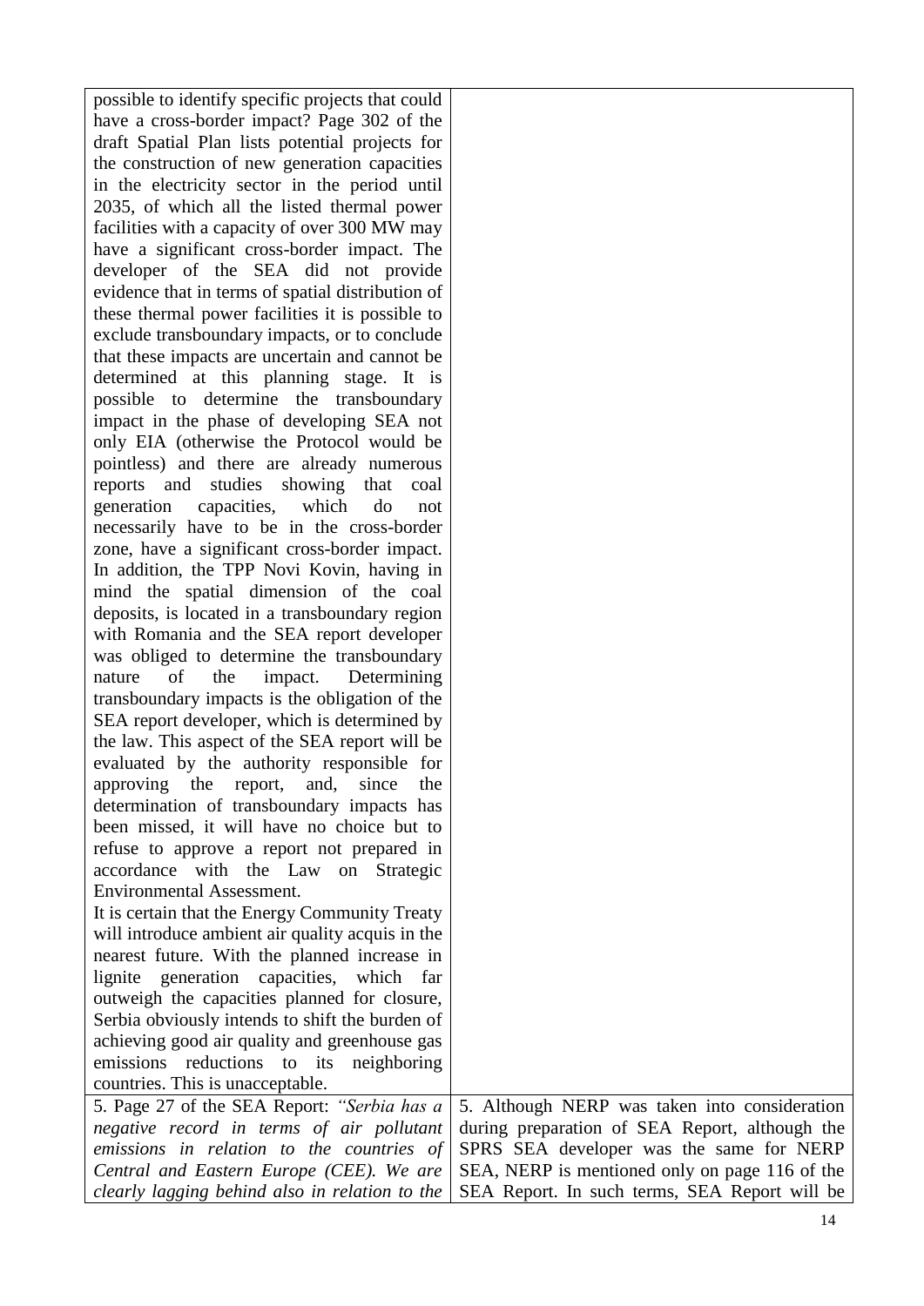| | |
|---|---|
| possible to identify specific projects that could have a cross-border impact? Page 302 of the draft Spatial Plan lists potential projects for the construction of new generation capacities in the electricity sector in the period until 2035, of which all the listed thermal power facilities with a capacity of over 300 MW may have a significant cross-border impact. The developer of the SEA did not provide evidence that in terms of spatial distribution of these thermal power facilities it is possible to exclude transboundary impacts, or to conclude that these impacts are uncertain and cannot be determined at this planning stage. It is possible to determine the transboundary impact in the phase of developing SEA not only EIA (otherwise the Protocol would be pointless) and there are already numerous reports and studies showing that coal generation capacities, which do not necessarily have to be in the cross-border zone, have a significant cross-border impact. In addition, the TPP Novi Kovin, having in mind the spatial dimension of the coal deposits, is located in a transboundary region with Romania and the SEA report developer was obliged to determine the transboundary nature of the impact. Determining transboundary impacts is the obligation of the SEA report developer, which is determined by the law. This aspect of the SEA report will be evaluated by the authority responsible for approving the report, and, since the determination of transboundary impacts has been missed, it will have no choice but to refuse to approve a report not prepared in accordance with the Law on Strategic Environmental Assessment.<br>It is certain that the Energy Community Treaty will introduce ambient air quality acquis in the nearest future. With the planned increase in lignite generation capacities, which far outweigh the capacities planned for closure, Serbia obviously intends to shift the burden of achieving good air quality and greenhouse gas emissions reductions to its neighboring countries. This is unacceptable. | |
| 5. Page 27 of the SEA Report: *"Serbia has a negative record in terms of air pollutant emissions in relation to the countries of Central and Eastern Europe (CEE). We are clearly lagging behind also in relation to the* | 5. Although NERP was taken into consideration during preparation of SEA Report, although the SPRS SEA developer was the same for NERP SEA, NERP is mentioned only on page 116 of the SEA Report. In such terms, SEA Report will be |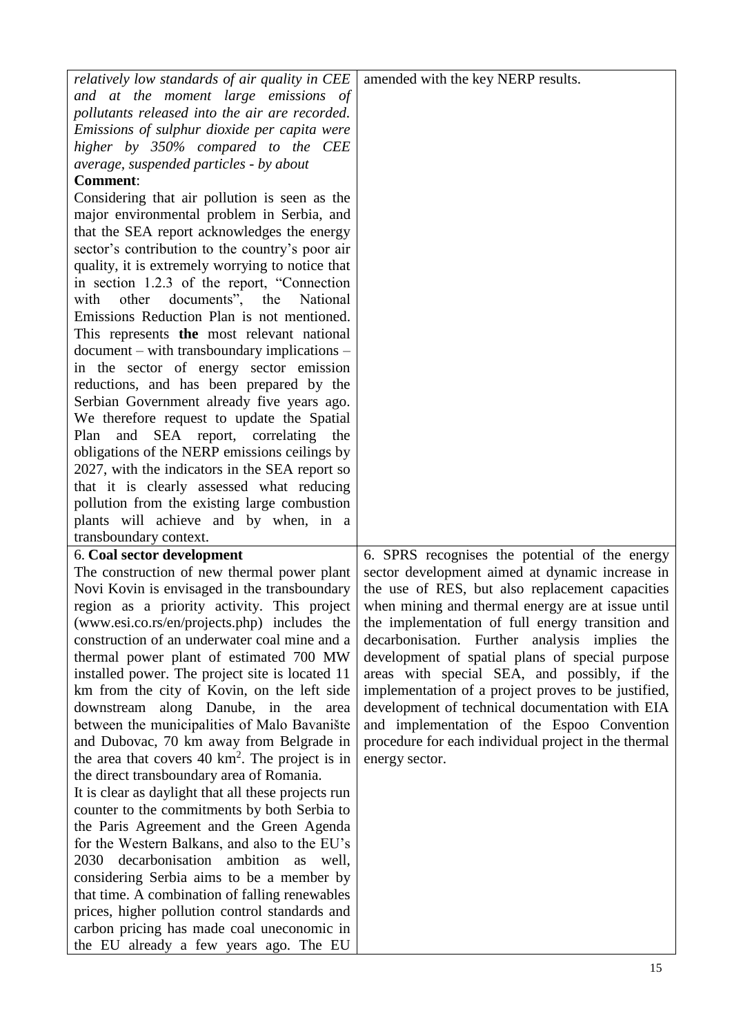| | |
|---|---|
| *relatively low standards of air quality in CEE and at the moment large emissions of pollutants released into the air are recorded. Emissions of sulphur dioxide per capita were higher by 350% compared to the CEE average, suspended particles - by about*<br>**Comment**:<br>Considering that air pollution is seen as the major environmental problem in Serbia, and that the SEA report acknowledges the energy sector's contribution to the country's poor air quality, it is extremely worrying to notice that in section 1.2.3 of the report, "Connection with other documents", the National Emissions Reduction Plan is not mentioned. This represents **the** most relevant national document – with transboundary implications – in the sector of energy sector emission reductions, and has been prepared by the Serbian Government already five years ago. We therefore request to update the Spatial Plan and SEA report, correlating the obligations of the NERP emissions ceilings by 2027, with the indicators in the SEA report so that it is clearly assessed what reducing pollution from the existing large combustion plants will achieve and by when, in a transboundary context. | amended with the key NERP results. |
| 6. **Coal sector development**<br>The construction of new thermal power plant Novi Kovin is envisaged in the transboundary region as a priority activity. This project (www.esi.co.rs/en/projects.php) includes the construction of an underwater coal mine and a thermal power plant of estimated 700 MW installed power. The project site is located 11 km from the city of Kovin, on the left side downstream along Danube, in the area between the municipalities of Malo Bavanište and Dubovac, 70 km away from Belgrade in the area that covers 40 km$^2$. The project is in the direct transboundary area of Romania.<br>It is clear as daylight that all these projects run counter to the commitments by both Serbia to the Paris Agreement and the Green Agenda for the Western Balkans, and also to the EU's 2030 decarbonisation ambition as well, considering Serbia aims to be a member by that time. A combination of falling renewables prices, higher pollution control standards and carbon pricing has made coal uneconomic in the EU already a few years ago. The EU | 6. SPRS recognises the potential of the energy sector development aimed at dynamic increase in the use of RES, but also replacement capacities when mining and thermal energy are at issue until the implementation of full energy transition and decarbonisation. Further analysis implies the development of spatial plans of special purpose areas with special SEA, and possibly, if the implementation of a project proves to be justified, development of technical documentation with EIA and implementation of the Espoo Convention procedure for each individual project in the thermal energy sector. |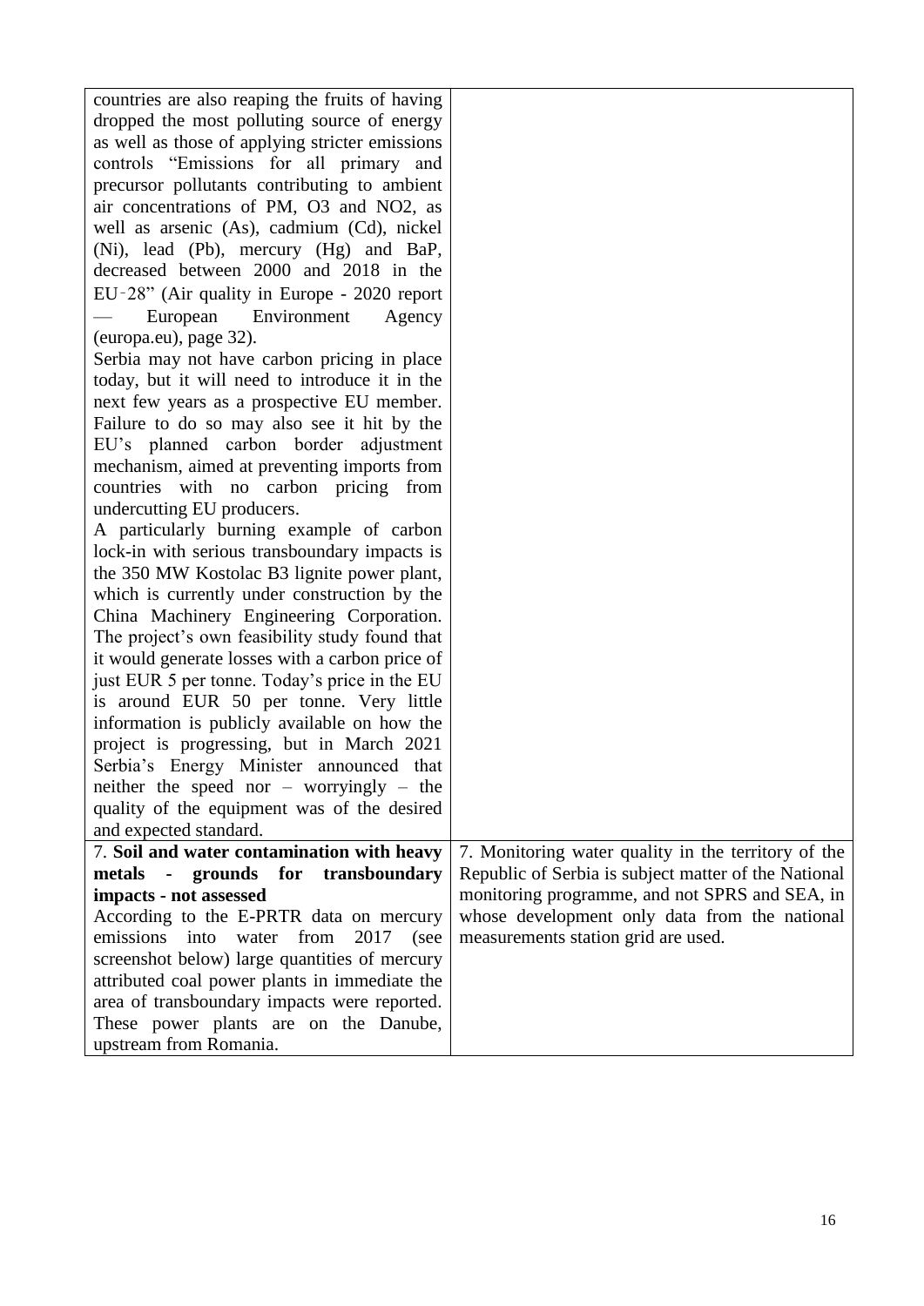| | |
|---|---|
| countries are also reaping the fruits of having dropped the most polluting source of energy as well as those of applying stricter emissions controls "Emissions for all primary and precursor pollutants contributing to ambient air concentrations of PM, O3 and NO2, as well as arsenic (As), cadmium (Cd), nickel (Ni), lead (Pb), mercury (Hg) and BaP, decreased between 2000 and 2018 in the EU‑28" (Air quality in Europe - 2020 report — European Environment Agency (europa.eu), page 32).<br>Serbia may not have carbon pricing in place today, but it will need to introduce it in the next few years as a prospective EU member. Failure to do so may also see it hit by the EU's planned carbon border adjustment mechanism, aimed at preventing imports from countries with no carbon pricing from undercutting EU producers.<br>A particularly burning example of carbon lock-in with serious transboundary impacts is the 350 MW Kostolac B3 lignite power plant, which is currently under construction by the China Machinery Engineering Corporation. The project's own feasibility study found that it would generate losses with a carbon price of just EUR 5 per tonne. Today's price in the EU is around EUR 50 per tonne. Very little information is publicly available on how the project is progressing, but in March 2021 Serbia's Energy Minister announced that neither the speed nor – worryingly – the quality of the equipment was of the desired and expected standard. | |
| 7. **Soil and water contamination with heavy metals - grounds for transboundary impacts - not assessed**<br>According to the E-PRTR data on mercury emissions into water from 2017 (see screenshot below) large quantities of mercury attributed coal power plants in immediate the area of transboundary impacts were reported. These power plants are on the Danube, upstream from Romania. | 7. Monitoring water quality in the territory of the Republic of Serbia is subject matter of the National monitoring programme, and not SPRS and SEA, in whose development only data from the national measurements station grid are used. |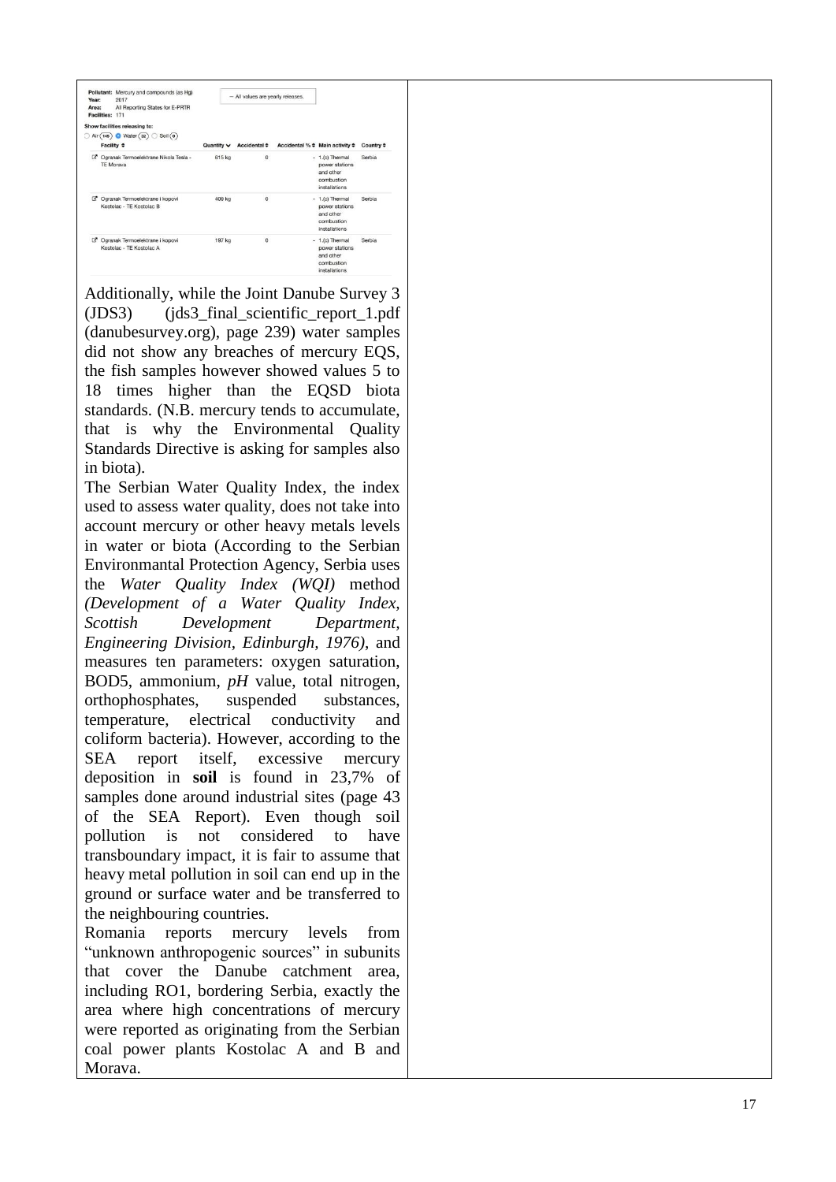Pollutant: Mercury and compounds (as Hg)
Year: 2017
Area: All Reporting States for E-PRTR
Facilities: 171

— All values are yearly releases.

Show facilities releasing to:
Air (149) Water (32) Soil (0)

| Facility | Quantity | Accidental | Accidental % | Main activity | Country |
|---|---|---|---|---|---|
| Ogranak Termoelektrane Nikola Tesla - TE Morava | 615 kg | 0 | - | 1.(c) Thermal power stations and other combustion installations | Serbia |
| Ogranak Termoelektrane i kopovi Kostolac - TE Kostolac B | 409 kg | 0 | - | 1.(c) Thermal power stations and other combustion installations | Serbia |
| Ogranak Termoelektrane i kopovi Kostolac - TE Kostolac A | 197 kg | 0 | - | 1.(c) Thermal power stations and other combustion installations | Serbia |

Additionally, while the Joint Danube Survey 3 (JDS3) (jds3_final_scientific_report_1.pdf (danubesurvey.org), page 239) water samples did not show any breaches of mercury EQS, the fish samples however showed values 5 to 18 times higher than the EQSD biota standards. (N.B. mercury tends to accumulate, that is why the Environmental Quality Standards Directive is asking for samples also in biota).

The Serbian Water Quality Index, the index used to assess water quality, does not take into account mercury or other heavy metals levels in water or biota (According to the Serbian Environmantal Protection Agency, Serbia uses the *Water Quality Index (WQI)* method *(Development of a Water Quality Index, Scottish Development Department, Engineering Division, Edinburgh, 1976)*, and measures ten parameters: oxygen saturation, BOD5, ammonium, *pH* value, total nitrogen, orthophosphates, suspended substances, temperature, electrical conductivity and coliform bacteria). However, according to the SEA report itself, excessive mercury deposition in **soil** is found in 23,7% of samples done around industrial sites (page 43 of the SEA Report). Even though soil pollution is not considered to have transboundary impact, it is fair to assume that heavy metal pollution in soil can end up in the ground or surface water and be transferred to the neighbouring countries.

Romania reports mercury levels from "unknown anthropogenic sources" in subunits that cover the Danube catchment area, including RO1, bordering Serbia, exactly the area where high concentrations of mercury were reported as originating from the Serbian coal power plants Kostolac A and B and Morava.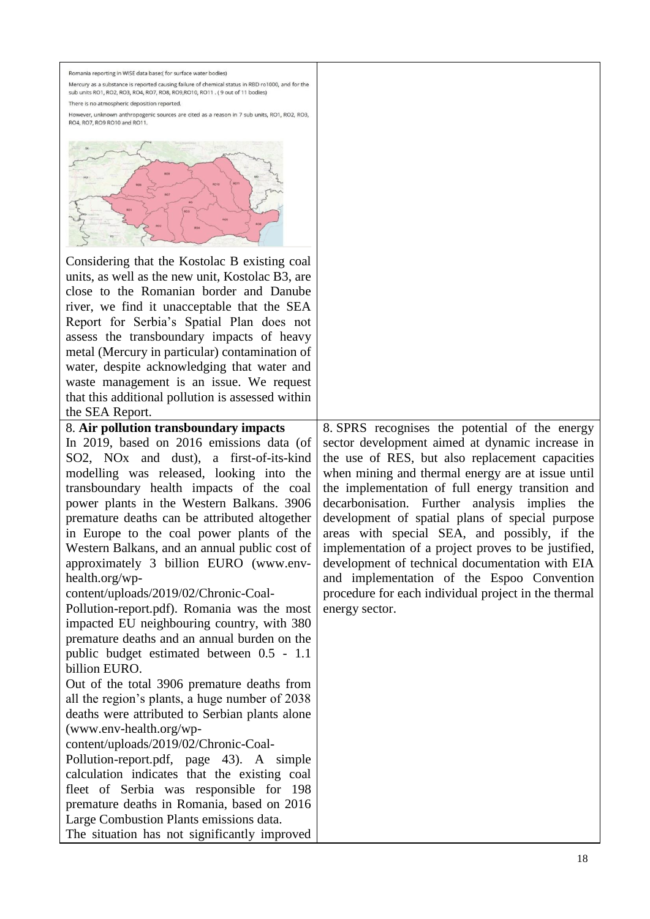| | |
|---|---|
| Romania reporting in WISE data base( for surface water bodies)<br>Mercury as a substance is reported causing failure of chemical status in RBD ro1000, and for the sub units RO1, RO2, RO3, RO4, RO7, RO8, RO9,RO10, RO11 . ( 9 out of 11 bodies)<br>There is no atmospheric deposition reported.<br>However, unknown anthropogenic sources are cited as a reason in 7 sub units, RO1, RO2, RO3, RO4, RO7, RO9 RO10 and RO11.<br><br>Considering that the Kostolac B existing coal units, as well as the new unit, Kostolac B3, are close to the Romanian border and Danube river, we find it unacceptable that the SEA Report for Serbia's Spatial Plan does not assess the transboundary impacts of heavy metal (Mercury in particular) contamination of water, despite acknowledging that water and waste management is an issue. We request that this additional pollution is assessed within the SEA Report. | |
| 8. **Air pollution transboundary impacts**<br>In 2019, based on 2016 emissions data (of $SO_2$, $NO_x$ and dust), a first-of-its-kind modelling was released, looking into the transboundary health impacts of the coal power plants in the Western Balkans. 3906 premature deaths can be attributed altogether in Europe to the coal power plants of the Western Balkans, and an annual public cost of approximately 3 billion EURO (www.env-health.org/wp-content/uploads/2019/02/Chronic-Coal-Pollution-report.pdf). Romania was the most impacted EU neighbouring country, with 380 premature deaths and an annual burden on the public budget estimated between 0.5 - 1.1 billion EURO.<br>Out of the total 3906 premature deaths from all the region's plants, a huge number of 2038 deaths were attributed to Serbian plants alone (www.env-health.org/wp-content/uploads/2019/02/Chronic-Coal-Pollution-report.pdf, page 43). A simple calculation indicates that the existing coal fleet of Serbia was responsible for 198 premature deaths in Romania, based on 2016 Large Combustion Plants emissions data.<br>The situation has not significantly improved | 8. SPRS recognises the potential of the energy sector development aimed at dynamic increase in the use of RES, but also replacement capacities when mining and thermal energy are at issue until the implementation of full energy transition and decarbonisation. Further analysis implies the development of spatial plans of special purpose areas with special SEA, and possibly, if the implementation of a project proves to be justified, development of technical documentation with EIA and implementation of the Espoo Convention procedure for each individual project in the thermal energy sector. |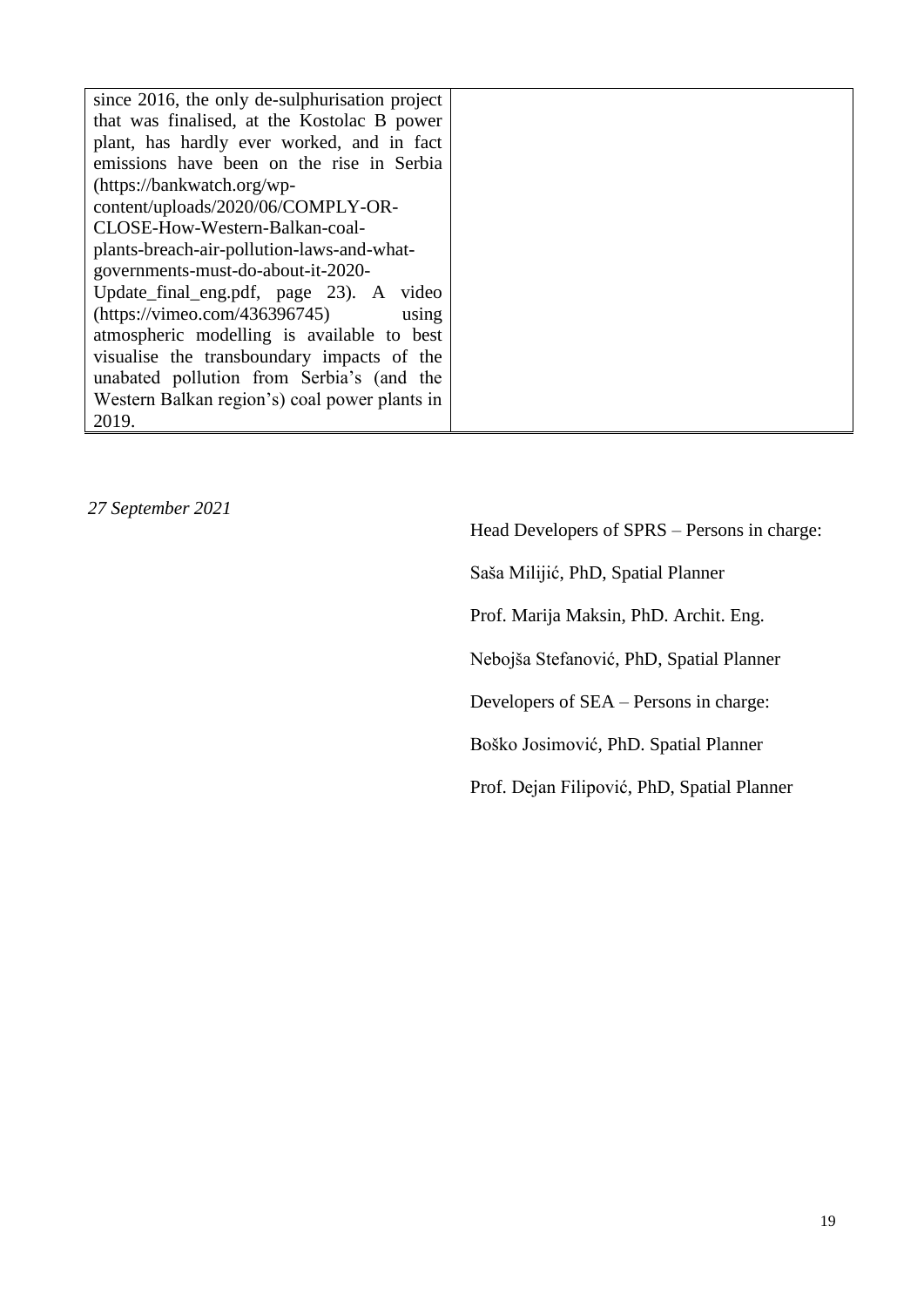| | |
|---|---|
| since 2016, the only de-sulphurisation project that was finalised, at the Kostolac B power plant, has hardly ever worked, and in fact emissions have been on the rise in Serbia (https://bankwatch.org/wp-content/uploads/2020/06/COMPLY-OR-CLOSE-How-Western-Balkan-coal-plants-breach-air-pollution-laws-and-what-governments-must-do-about-it-2020-Update_final_eng.pdf, page 23). A video (https://vimeo.com/436396745) using atmospheric modelling is available to best visualise the transboundary impacts of the unabated pollution from Serbia's (and the Western Balkan region's) coal power plants in 2019. | |

*27 September 2021*

Head Developers of SPRS – Persons in charge:

Saša Milijić, PhD, Spatial Planner

Prof. Marija Maksin, PhD. Archit. Eng.

Nebojša Stefanović, PhD, Spatial Planner

Developers of SEA – Persons in charge:

Boško Josimović, PhD. Spatial Planner

Prof. Dejan Filipović, PhD, Spatial Planner